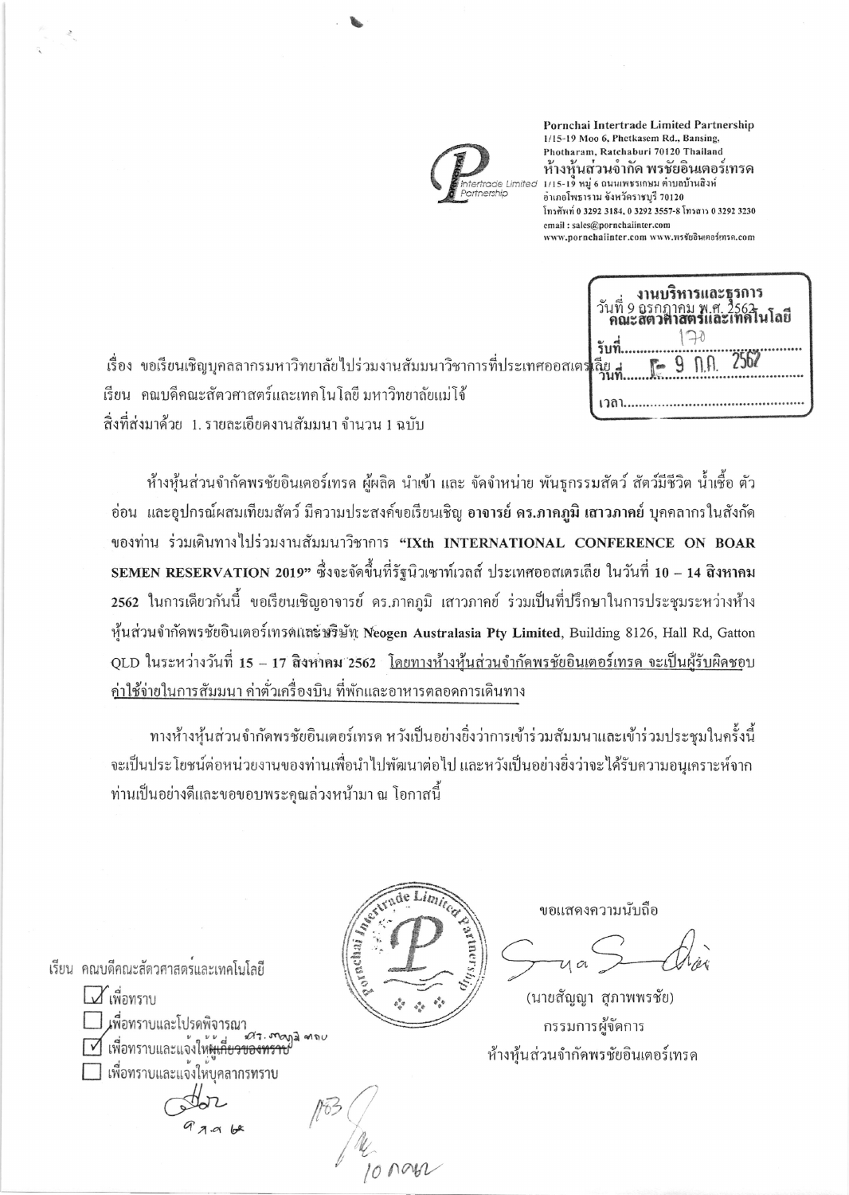Pornchai Intertrade Limited Partnership
1/15-19 Moo 6, Phetkasem Rd., Bansing,
Photharam, Ratchaburi 70120 Thailand
ห้างหุ้นส่วนจำกัด พรชัยอินเตอร์เทรด
1/15-19 หมู่ 6 ถนนเพชรเกษม ตำบลบ้านสิงห์
อำเภอโพธาราม จังหวัดราชบุรี 70120
โทรศัพท์ 0 3292 3184, 0 3292 3557-8 โทรสาร 0 3292 3230
email : sales@pornchaiinter.com
www.pornchaiinter.com www.พรชัยอินเตอร์เทรด.com

งานบริหารและธุรการ
คณะสัตวศาสตร์และเทคโนโลยี
รับที่ 170
วันที่ 9 ก.ค. 2562
เวลา

วันที่ 9 กรกฎาคม พ.ศ. 2562

เรื่อง ขอเรียนเชิญบุคลากรมหาวิทยาลัยไปร่วมงานสัมมนาวิชาการที่ประเทศออสเตรเลีย

เรียน คณบดีคณะสัตวศาสตร์และเทคโนโลยี มหาวิทยาลัยแม่โจ้

สิ่งที่ส่งมาด้วย 1. รายละเอียดงานสัมมนา จำนวน 1 ฉบับ

ห้างหุ้นส่วนจำกัดพรชัยอินเตอร์เทรด ผู้ผลิต นำเข้า และ จัดจำหน่าย พันธุกรรมสัตว์ สัตว์มีชีวิต น้ำเชื้อ ตัวอ่อน และอุปกรณ์ผสมเทียมสัตว์ มีความประสงค์ขอเรียนเชิญ **อาจารย์ ดร.ภาคภูมิ เสาวภาคย์** บุคคลากรในสังกัดของท่าน ร่วมเดินทางไปร่วมงานสัมมนาวิชาการ **"IXth INTERNATIONAL CONFERENCE ON BOAR SEMEN RESERVATION 2019"** ซึ่งจะจัดขึ้นที่รัฐนิวเซาท์เวลส์ ประเทศออสเตรเลีย ในวันที่ **10 – 14 สิงหาคม 2562** ในการเดียวกันนี้ ขอเรียนเชิญอาจารย์ ดร.ภาคภูมิ เสาวภาคย์ ร่วมเป็นที่ปรึกษาในการประชุมระหว่างห้างหุ้นส่วนจำกัดพรชัยอินเตอร์เทรดและบริษัท **Neogen Australasia Pty Limited**, Building 8126, Hall Rd, Gatton QLD ในระหว่างวันที่ **15 – 17 สิงหาคม 2562** <u>โดยทางห้างหุ้นส่วนจำกัดพรชัยอินเตอร์เทรด จะเป็นผู้รับผิดชอบค่าใช้จ่ายในการสัมมนา ค่าตั๋วเครื่องบิน ที่พักและอาหารตลอดการเดินทาง</u>

ทางห้างหุ้นส่วนจำกัดพรชัยอินเตอร์เทรด หวังเป็นอย่างยิ่งว่าการเข้าร่วมสัมมนาและเข้าร่วมประชุมในครั้งนี้จะเป็นประโยชน์ต่อหน่วยงานของท่านเพื่อนำไปพัฒนาต่อไป และหวังเป็นอย่างยิ่งว่าจะได้รับความอนุเคราะห์จากท่านเป็นอย่างดีและขอขอบพระคุณล่วงหน้ามา ณ โอกาสนี้

ขอแสดงความนับถือ

(นายสัญญา สุภาพพรชัย)
กรรมการผู้จัดการ
ห้างหุ้นส่วนจำกัดพรชัยอินเตอร์เทรด

เรียน คณบดีคณะสัตวศาสตร์และเทคโนโลยี

- [x] เพื่อทราบ
- [ ] เพื่อทราบและโปรดพิจารณา
- [x] เพื่อทราบและแจ้งให้ ~~ผู้เกี่ยวข้องทราบ~~ ดร.ภาคภูมิ ทราบ
- [ ] เพื่อทราบและแจ้งให้บุคลากรทราบ

9 ก.ค. 62

10 ก.ค. 62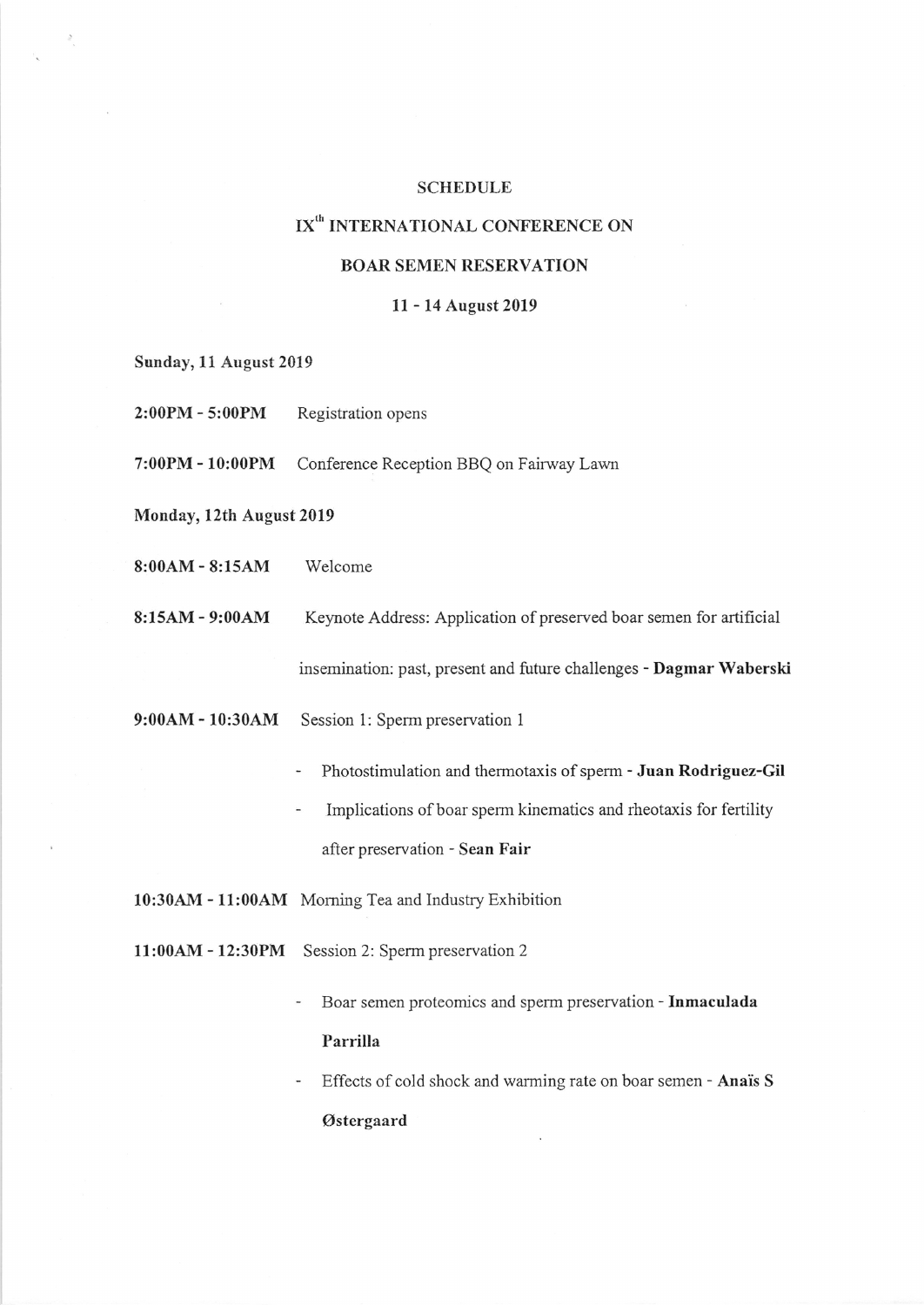# SCHEDULE

## IX$^{th}$ INTERNATIONAL CONFERENCE ON

## BOAR SEMEN RESERVATION

## 11 - 14 August 2019

**Sunday, 11 August 2019**

**2:00PM - 5:00PM** Registration opens

**7:00PM - 10:00PM** Conference Reception BBQ on Fairway Lawn

**Monday, 12th August 2019**

**8:00AM - 8:15AM** Welcome

**8:15AM - 9:00AM** Keynote Address: Application of preserved boar semen for artificial insemination: past, present and future challenges - **Dagmar Waberski**

**9:00AM - 10:30AM** Session 1: Sperm preservation 1

- Photostimulation and thermotaxis of sperm - **Juan Rodriguez-Gil**
- Implications of boar sperm kinematics and rheotaxis for fertility after preservation - **Sean Fair**

**10:30AM - 11:00AM** Morning Tea and Industry Exhibition

**11:00AM - 12:30PM** Session 2: Sperm preservation 2

- Boar semen proteomics and sperm preservation - **Inmaculada Parrilla**
- Effects of cold shock and warming rate on boar semen - **Anaïs S Østergaard**